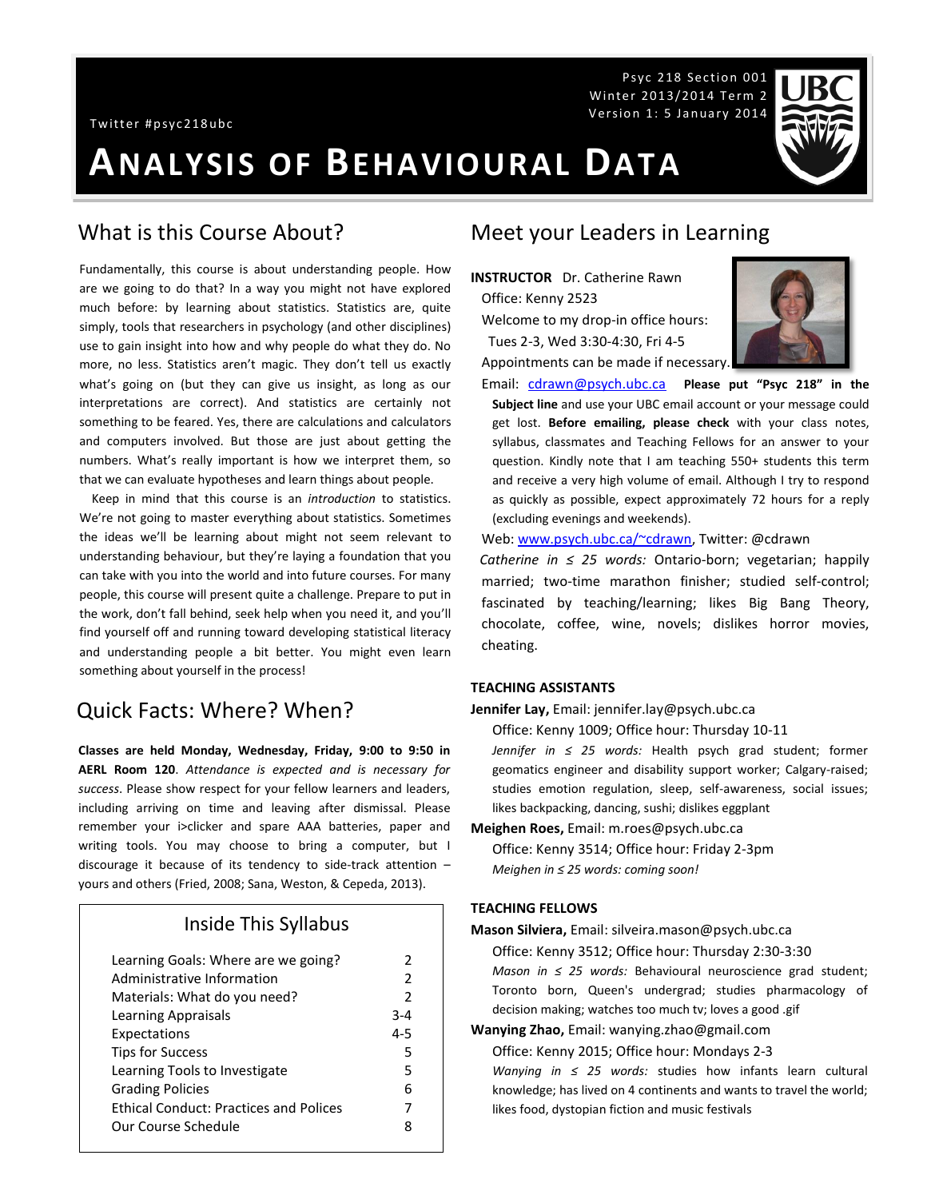Psyc 218 Section 001
Winter 2013/2014 Term 2
Version 1: 5 January 2014

Twitter #psyc218ubc

# ANALYSIS OF BEHAVIOURAL DATA

## What is this Course About?

Fundamentally, this course is about understanding people. How are we going to do that? In a way you might not have explored much before: by learning about statistics. Statistics are, quite simply, tools that researchers in psychology (and other disciplines) use to gain insight into how and why people do what they do. No more, no less. Statistics aren't magic. They don't tell us exactly what's going on (but they can give us insight, as long as our interpretations are correct). And statistics are certainly not something to be feared. Yes, there are calculations and calculators and computers involved. But those are just about getting the numbers. What's really important is how we interpret them, so that we can evaluate hypotheses and learn things about people.

Keep in mind that this course is an *introduction* to statistics. We're not going to master everything about statistics. Sometimes the ideas we'll be learning about might not seem relevant to understanding behaviour, but they're laying a foundation that you can take with you into the world and into future courses. For many people, this course will present quite a challenge. Prepare to put in the work, don't fall behind, seek help when you need it, and you'll find yourself off and running toward developing statistical literacy and understanding people a bit better. You might even learn something about yourself in the process!

## Quick Facts: Where? When?

**Classes are held Monday, Wednesday, Friday, 9:00 to 9:50 in AERL Room 120**. *Attendance is expected and is necessary for success*. Please show respect for your fellow learners and leaders, including arriving on time and leaving after dismissal. Please remember your i>clicker and spare AAA batteries, paper and writing tools. You may choose to bring a computer, but I discourage it because of its tendency to side-track attention – yours and others (Fried, 2008; Sana, Weston, & Cepeda, 2013).

### Inside This Syllabus

| | |
|---|---|
| Learning Goals: Where are we going? | 2 |
| Administrative Information | 2 |
| Materials: What do you need? | 2 |
| Learning Appraisals | 3-4 |
| Expectations | 4-5 |
| Tips for Success | 5 |
| Learning Tools to Investigate | 5 |
| Grading Policies | 6 |
| Ethical Conduct: Practices and Polices | 7 |
| Our Course Schedule | 8 |

## Meet your Leaders in Learning

**INSTRUCTOR** Dr. Catherine Rawn
Office: Kenny 2523
Welcome to my drop-in office hours:
Tues 2-3, Wed 3:30-4:30, Fri 4-5
Appointments can be made if necessary.

Email: cdrawn@psych.ubc.ca **Please put "Psyc 218" in the Subject line** and use your UBC email account or your message could get lost. **Before emailing, please check** with your class notes, syllabus, classmates and Teaching Fellows for an answer to your question. Kindly note that I am teaching 550+ students this term and receive a very high volume of email. Although I try to respond as quickly as possible, expect approximately 72 hours for a reply (excluding evenings and weekends).

Web: www.psych.ubc.ca/~cdrawn, Twitter: @cdrawn

*Catherine in ≤ 25 words:* Ontario-born; vegetarian; happily married; two-time marathon finisher; studied self-control; fascinated by teaching/learning; likes Big Bang Theory, chocolate, coffee, wine, novels; dislikes horror movies, cheating.

**TEACHING ASSISTANTS**

**Jennifer Lay,** Email: jennifer.lay@psych.ubc.ca
Office: Kenny 1009; Office hour: Thursday 10-11
*Jennifer in ≤ 25 words:* Health psych grad student; former geomatics engineer and disability support worker; Calgary-raised; studies emotion regulation, sleep, self-awareness, social issues; likes backpacking, dancing, sushi; dislikes eggplant

**Meighen Roes,** Email: m.roes@psych.ubc.ca
Office: Kenny 3514; Office hour: Friday 2-3pm
*Meighen in ≤ 25 words: coming soon!*

**TEACHING FELLOWS**

**Mason Silviera,** Email: silveira.mason@psych.ubc.ca
Office: Kenny 3512; Office hour: Thursday 2:30-3:30
*Mason in ≤ 25 words:* Behavioural neuroscience grad student; Toronto born, Queen's undergrad; studies pharmacology of decision making; watches too much tv; loves a good .gif

**Wanying Zhao,** Email: wanying.zhao@gmail.com
Office: Kenny 2015; Office hour: Mondays 2-3
*Wanying in ≤ 25 words:* studies how infants learn cultural knowledge; has lived on 4 continents and wants to travel the world; likes food, dystopian fiction and music festivals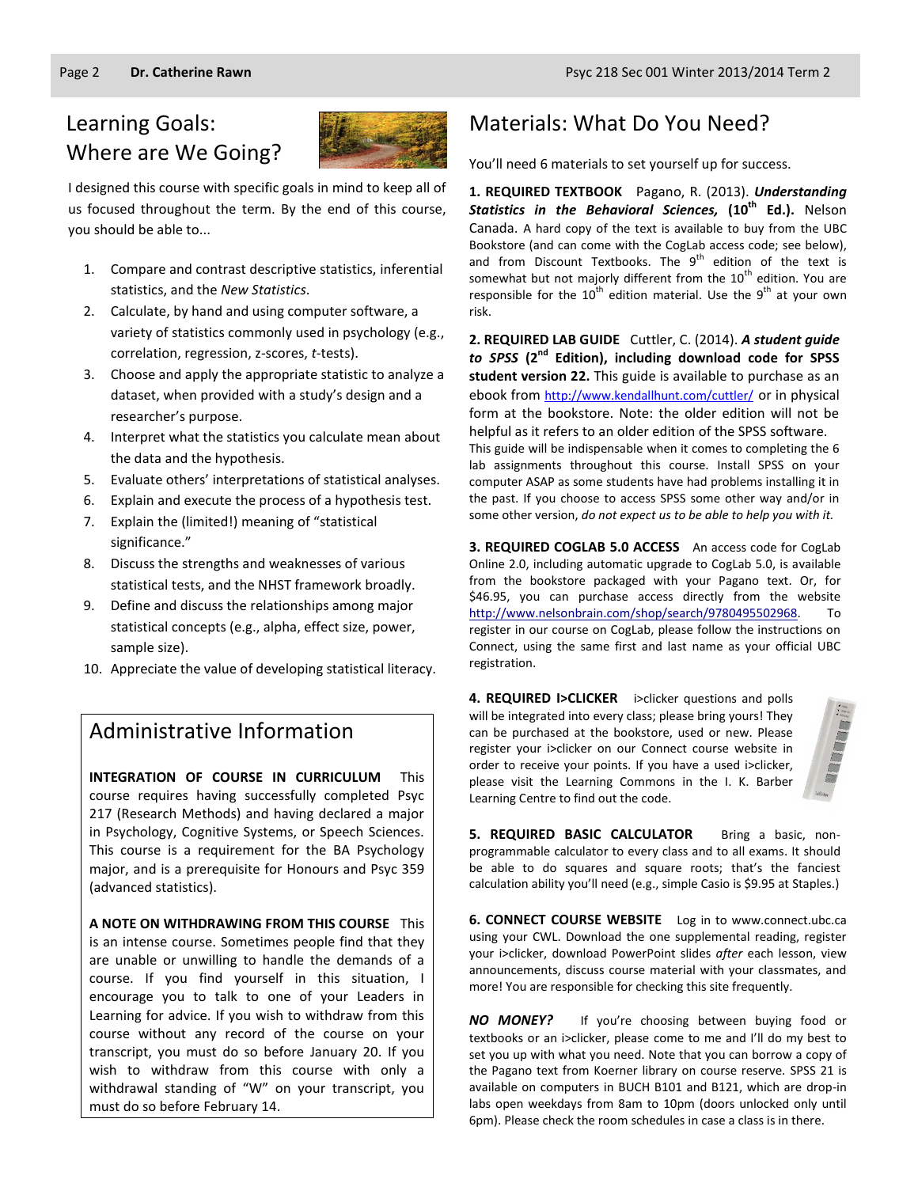## Learning Goals: Where are We Going?

I designed this course with specific goals in mind to keep all of us focused throughout the term. By the end of this course, you should be able to...

1. Compare and contrast descriptive statistics, inferential statistics, and the *New Statistics*.
2. Calculate, by hand and using computer software, a variety of statistics commonly used in psychology (e.g., correlation, regression, z-scores, *t*-tests).
3. Choose and apply the appropriate statistic to analyze a dataset, when provided with a study's design and a researcher's purpose.
4. Interpret what the statistics you calculate mean about the data and the hypothesis.
5. Evaluate others' interpretations of statistical analyses.
6. Explain and execute the process of a hypothesis test.
7. Explain the (limited!) meaning of "statistical significance."
8. Discuss the strengths and weaknesses of various statistical tests, and the NHST framework broadly.
9. Define and discuss the relationships among major statistical concepts (e.g., alpha, effect size, power, sample size).
10. Appreciate the value of developing statistical literacy.

## Administrative Information

**INTEGRATION OF COURSE IN CURRICULUM** This course requires having successfully completed Psyc 217 (Research Methods) and having declared a major in Psychology, Cognitive Systems, or Speech Sciences. This course is a requirement for the BA Psychology major, and is a prerequisite for Honours and Psyc 359 (advanced statistics).

**A NOTE ON WITHDRAWING FROM THIS COURSE** This is an intense course. Sometimes people find that they are unable or unwilling to handle the demands of a course. If you find yourself in this situation, I encourage you to talk to one of your Leaders in Learning for advice. If you wish to withdraw from this course without any record of the course on your transcript, you must do so before January 20. If you wish to withdraw from this course with only a withdrawal standing of "W" on your transcript, you must do so before February 14.

## Materials: What Do You Need?

You'll need 6 materials to set yourself up for success.

**1. REQUIRED TEXTBOOK** Pagano, R. (2013). ***Understanding Statistics in the Behavioral Sciences,* (10th Ed.).** Nelson Canada. A hard copy of the text is available to buy from the UBC Bookstore (and can come with the CogLab access code; see below), and from Discount Textbooks. The 9th edition of the text is somewhat but not majorly different from the 10th edition. You are responsible for the 10th edition material. Use the 9th at your own risk.

**2. REQUIRED LAB GUIDE** Cuttler, C. (2014). ***A student guide to SPSS* (2nd Edition), including download code for SPSS student version 22.** This guide is available to purchase as an ebook from http://www.kendallhunt.com/cuttler/ or in physical form at the bookstore. Note: the older edition will not be helpful as it refers to an older edition of the SPSS software. This guide will be indispensable when it comes to completing the 6 lab assignments throughout this course. Install SPSS on your computer ASAP as some students have had problems installing it in the past. If you choose to access SPSS some other way and/or in some other version, *do not expect us to be able to help you with it.*

**3. REQUIRED COGLAB 5.0 ACCESS** An access code for CogLab Online 2.0, including automatic upgrade to CogLab 5.0, is available from the bookstore packaged with your Pagano text. Or, for $46.95, you can purchase access directly from the website http://www.nelsonbrain.com/shop/search/9780495502968. To register in our course on CogLab, please follow the instructions on Connect, using the same first and last name as your official UBC registration.

**4. REQUIRED I>CLICKER** i>clicker questions and polls will be integrated into every class; please bring yours! They can be purchased at the bookstore, used or new. Please register your i>clicker on our Connect course website in order to receive your points. If you have a used i>clicker, please visit the Learning Commons in the I. K. Barber Learning Centre to find out the code.

**5. REQUIRED BASIC CALCULATOR** Bring a basic, non-programmable calculator to every class and to all exams. It should be able to do squares and square roots; that's the fanciest calculation ability you'll need (e.g., simple Casio is $9.95 at Staples.)

**6. CONNECT COURSE WEBSITE** Log in to www.connect.ubc.ca using your CWL. Download the one supplemental reading, register your i>clicker, download PowerPoint slides *after* each lesson, view announcements, discuss course material with your classmates, and more! You are responsible for checking this site frequently.

***NO MONEY?*** If you're choosing between buying food or textbooks or an i>clicker, please come to me and I'll do my best to set you up with what you need. Note that you can borrow a copy of the Pagano text from Koerner library on course reserve. SPSS 21 is available on computers in BUCH B101 and B121, which are drop-in labs open weekdays from 8am to 10pm (doors unlocked only until 6pm). Please check the room schedules in case a class is in there.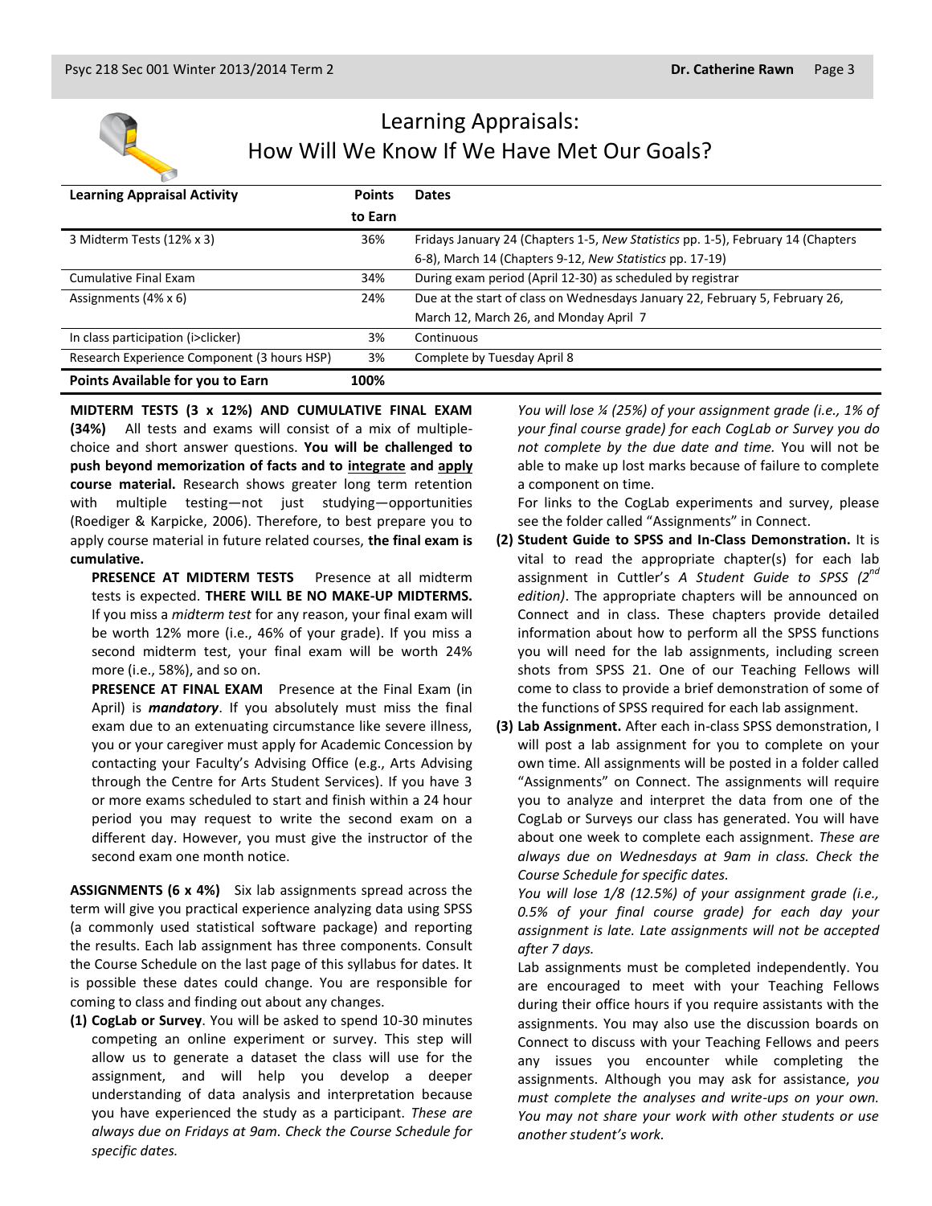# Learning Appraisals: How Will We Know If We Have Met Our Goals?

| Learning Appraisal Activity | Points to Earn | Dates |
|---|---|---|
| 3 Midterm Tests (12% x 3) | 36% | Fridays January 24 (Chapters 1-5, *New Statistics* pp. 1-5), February 14 (Chapters 6-8), March 14 (Chapters 9-12, *New Statistics* pp. 17-19) |
| Cumulative Final Exam | 34% | During exam period (April 12-30) as scheduled by registrar |
| Assignments (4% x 6) | 24% | Due at the start of class on Wednesdays January 22, February 5, February 26, March 12, March 26, and Monday April 7 |
| In class participation (i>clicker) | 3% | Continuous |
| Research Experience Component (3 hours HSP) | 3% | Complete by Tuesday April 8 |
| **Points Available for you to Earn** | **100%** | |

**MIDTERM TESTS (3 x 12%) AND CUMULATIVE FINAL EXAM (34%)** All tests and exams will consist of a mix of multiple-choice and short answer questions. **You will be challenged to push beyond memorization of facts and to <u>integrate</u> and <u>apply</u> course material.** Research shows greater long term retention with multiple testing—not just studying—opportunities (Roediger & Karpicke, 2006). Therefore, to best prepare you to apply course material in future related courses, **the final exam is cumulative.**

**PRESENCE AT MIDTERM TESTS** Presence at all midterm tests is expected. **THERE WILL BE NO MAKE-UP MIDTERMS.** If you miss a *midterm test* for any reason, your final exam will be worth 12% more (i.e., 46% of your grade). If you miss a second midterm test, your final exam will be worth 24% more (i.e., 58%), and so on.

**PRESENCE AT FINAL EXAM** Presence at the Final Exam (in April) is ***mandatory***. If you absolutely must miss the final exam due to an extenuating circumstance like severe illness, you or your caregiver must apply for Academic Concession by contacting your Faculty's Advising Office (e.g., Arts Advising through the Centre for Arts Student Services). If you have 3 or more exams scheduled to start and finish within a 24 hour period you may request to write the second exam on a different day. However, you must give the instructor of the second exam one month notice.

**ASSIGNMENTS (6 x 4%)** Six lab assignments spread across the term will give you practical experience analyzing data using SPSS (a commonly used statistical software package) and reporting the results. Each lab assignment has three components. Consult the Course Schedule on the last page of this syllabus for dates. It is possible these dates could change. You are responsible for coming to class and finding out about any changes.

**(1) CogLab or Survey**. You will be asked to spend 10-30 minutes competing an online experiment or survey. This step will allow us to generate a dataset the class will use for the assignment, and will help you develop a deeper understanding of data analysis and interpretation because you have experienced the study as a participant. *These are always due on Fridays at 9am. Check the Course Schedule for specific dates.*

*You will lose ¼ (25%) of your assignment grade (i.e., 1% of your final course grade) for each CogLab or Survey you do not complete by the due date and time.* You will not be able to make up lost marks because of failure to complete a component on time.

For links to the CogLab experiments and survey, please see the folder called "Assignments" in Connect.

**(2) Student Guide to SPSS and In-Class Demonstration.** It is vital to read the appropriate chapter(s) for each lab assignment in Cuttler's *A Student Guide to SPSS (2nd edition)*. The appropriate chapters will be announced on Connect and in class. These chapters provide detailed information about how to perform all the SPSS functions you will need for the lab assignments, including screen shots from SPSS 21. One of our Teaching Fellows will come to class to provide a brief demonstration of some of the functions of SPSS required for each lab assignment.

**(3) Lab Assignment.** After each in-class SPSS demonstration, I will post a lab assignment for you to complete on your own time. All assignments will be posted in a folder called "Assignments" on Connect. The assignments will require you to analyze and interpret the data from one of the CogLab or Surveys our class has generated. You will have about one week to complete each assignment. *These are always due on Wednesdays at 9am in class. Check the Course Schedule for specific dates.*

*You will lose 1/8 (12.5%) of your assignment grade (i.e., 0.5% of your final course grade) for each day your assignment is late. Late assignments will not be accepted after 7 days.*

Lab assignments must be completed independently. You are encouraged to meet with your Teaching Fellows during their office hours if you require assistants with the assignments. You may also use the discussion boards on Connect to discuss with your Teaching Fellows and peers any issues you encounter while completing the assignments. Although you may ask for assistance, *you must complete the analyses and write-ups on your own. You may not share your work with other students or use another student's work.*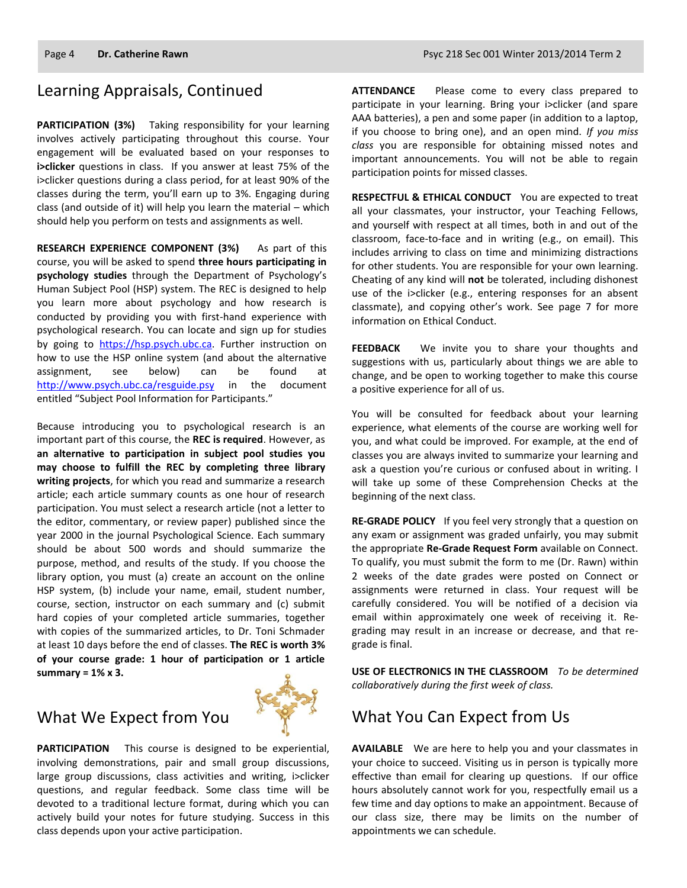## Learning Appraisals, Continued

**PARTICIPATION (3%)** Taking responsibility for your learning involves actively participating throughout this course. Your engagement will be evaluated based on your responses to **i>clicker** questions in class. If you answer at least 75% of the i>clicker questions during a class period, for at least 90% of the classes during the term, you'll earn up to 3%. Engaging during class (and outside of it) will help you learn the material – which should help you perform on tests and assignments as well.

**RESEARCH EXPERIENCE COMPONENT (3%)** As part of this course, you will be asked to spend **three hours participating in psychology studies** through the Department of Psychology's Human Subject Pool (HSP) system. The REC is designed to help you learn more about psychology and how research is conducted by providing you with first-hand experience with psychological research. You can locate and sign up for studies by going to https://hsp.psych.ubc.ca. Further instruction on how to use the HSP online system (and about the alternative assignment, see below) can be found at http://www.psych.ubc.ca/resguide.psy in the document entitled "Subject Pool Information for Participants."

Because introducing you to psychological research is an important part of this course, the **REC is required**. However, as **an alternative to participation in subject pool studies you may choose to fulfill the REC by completing three library writing projects**, for which you read and summarize a research article; each article summary counts as one hour of research participation. You must select a research article (not a letter to the editor, commentary, or review paper) published since the year 2000 in the journal Psychological Science. Each summary should be about 500 words and should summarize the purpose, method, and results of the study. If you choose the library option, you must (a) create an account on the online HSP system, (b) include your name, email, student number, course, section, instructor on each summary and (c) submit hard copies of your completed article summaries, together with copies of the summarized articles, to Dr. Toni Schmader at least 10 days before the end of classes. **The REC is worth 3% of your course grade: 1 hour of participation or 1 article summary = 1% x 3.**

## What We Expect from You

**PARTICIPATION** This course is designed to be experiential, involving demonstrations, pair and small group discussions, large group discussions, class activities and writing, i>clicker questions, and regular feedback. Some class time will be devoted to a traditional lecture format, during which you can actively build your notes for future studying. Success in this class depends upon your active participation.

**ATTENDANCE** Please come to every class prepared to participate in your learning. Bring your i>clicker (and spare AAA batteries), a pen and some paper (in addition to a laptop, if you choose to bring one), and an open mind. *If you miss class* you are responsible for obtaining missed notes and important announcements. You will not be able to regain participation points for missed classes.

**RESPECTFUL & ETHICAL CONDUCT** You are expected to treat all your classmates, your instructor, your Teaching Fellows, and yourself with respect at all times, both in and out of the classroom, face-to-face and in writing (e.g., on email). This includes arriving to class on time and minimizing distractions for other students. You are responsible for your own learning. Cheating of any kind will **not** be tolerated, including dishonest use of the i>clicker (e.g., entering responses for an absent classmate), and copying other's work. See page 7 for more information on Ethical Conduct.

**FEEDBACK** We invite you to share your thoughts and suggestions with us, particularly about things we are able to change, and be open to working together to make this course a positive experience for all of us.

You will be consulted for feedback about your learning experience, what elements of the course are working well for you, and what could be improved. For example, at the end of classes you are always invited to summarize your learning and ask a question you're curious or confused about in writing. I will take up some of these Comprehension Checks at the beginning of the next class.

**RE-GRADE POLICY** If you feel very strongly that a question on any exam or assignment was graded unfairly, you may submit the appropriate **Re-Grade Request Form** available on Connect. To qualify, you must submit the form to me (Dr. Rawn) within 2 weeks of the date grades were posted on Connect or assignments were returned in class. Your request will be carefully considered. You will be notified of a decision via email within approximately one week of receiving it. Re-grading may result in an increase or decrease, and that re-grade is final.

**USE OF ELECTRONICS IN THE CLASSROOM** *To be determined collaboratively during the first week of class.*

## What You Can Expect from Us

**AVAILABLE** We are here to help you and your classmates in your choice to succeed. Visiting us in person is typically more effective than email for clearing up questions. If our office hours absolutely cannot work for you, respectfully email us a few time and day options to make an appointment. Because of our class size, there may be limits on the number of appointments we can schedule.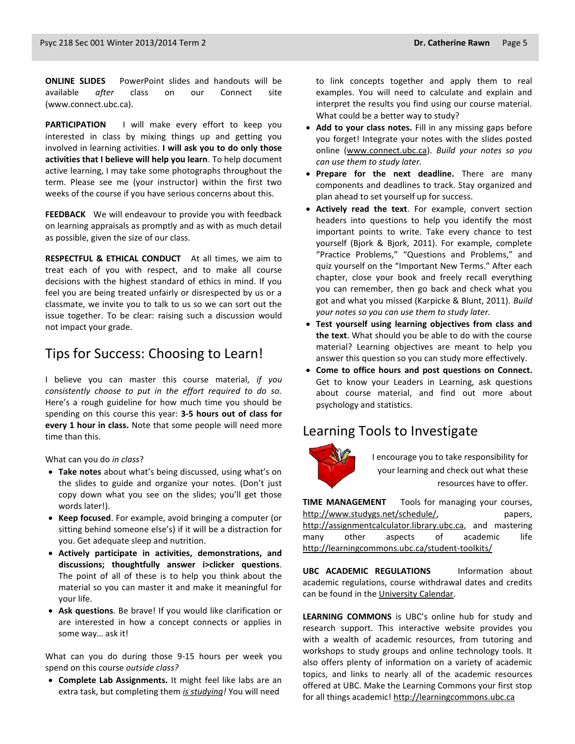**ONLINE SLIDES** PowerPoint slides and handouts will be available *after* class on our Connect site (www.connect.ubc.ca).

**PARTICIPATION** I will make every effort to keep you interested in class by mixing things up and getting you involved in learning activities. **I will ask you to do only those activities that I believe will help you learn**. To help document active learning, I may take some photographs throughout the term. Please see me (your instructor) within the first two weeks of the course if you have serious concerns about this.

**FEEDBACK** We will endeavour to provide you with feedback on learning appraisals as promptly and as with as much detail as possible, given the size of our class.

**RESPECTFUL & ETHICAL CONDUCT** At all times, we aim to treat each of you with respect, and to make all course decisions with the highest standard of ethics in mind. If you feel you are being treated unfairly or disrespected by us or a classmate, we invite you to talk to us so we can sort out the issue together. To be clear: raising such a discussion would not impact your grade.

## Tips for Success: Choosing to Learn!

I believe you can master this course material, *if you consistently choose to put in the effort required to do so.* Here's a rough guideline for how much time you should be spending on this course this year: **3-5 hours out of class for every 1 hour in class.** Note that some people will need more time than this.

What can you do *in class*?

- **Take notes** about what's being discussed, using what's on the slides to guide and organize your notes. (Don't just copy down what you see on the slides; you'll get those words later!).
- **Keep focused**. For example, avoid bringing a computer (or sitting behind someone else's) if it will be a distraction for you. Get adequate sleep and nutrition.
- **Actively participate in activities, demonstrations, and discussions; thoughtfully answer i>clicker questions**. The point of all of these is to help you think about the material so you can master it and make it meaningful for your life.
- **Ask questions**. Be brave! If you would like clarification or are interested in how a concept connects or applies in some way… ask it!

What can you do during those 9-15 hours per week you spend on this course *outside class?*

- **Complete Lab Assignments.** It might feel like labs are an extra task, but completing them ***is studying***! You will need to link concepts together and apply them to real examples. You will need to calculate and explain and interpret the results you find using our course material. What could be a better way to study?
- **Add to your class notes.** Fill in any missing gaps before you forget! Integrate your notes with the slides posted online (www.connect.ubc.ca). *Build your notes so you can use them to study later.*
- **Prepare for the next deadline.** There are many components and deadlines to track. Stay organized and plan ahead to set yourself up for success.
- **Actively read the text**. For example, convert section headers into questions to help you identify the most important points to write. Take every chance to test yourself (Bjork & Bjork, 2011). For example, complete "Practice Problems," "Questions and Problems," and quiz yourself on the "Important New Terms." After each chapter, close your book and freely recall everything you can remember, then go back and check what you got and what you missed (Karpicke & Blunt, 2011). *Build your notes so you can use them to study later.*
- **Test yourself using learning objectives from class and the text**. What should you be able to do with the course material? Learning objectives are meant to help you answer this question so you can study more effectively.
- **Come to office hours and post questions on Connect.** Get to know your Leaders in Learning, ask questions about course material, and find out more about psychology and statistics.

## Learning Tools to Investigate

I encourage you to take responsibility for your learning and check out what these resources have to offer.

**TIME MANAGEMENT** Tools for managing your courses, http://www.studygs.net/schedule/, papers, http://assignmentcalculator.library.ubc.ca, and mastering many other aspects of academic life http://learningcommons.ubc.ca/student-toolkits/

**UBC ACADEMIC REGULATIONS** Information about academic regulations, course withdrawal dates and credits can be found in the University Calendar.

**LEARNING COMMONS** is UBC's online hub for study and research support. This interactive website provides you with a wealth of academic resources, from tutoring and workshops to study groups and online technology tools. It also offers plenty of information on a variety of academic topics, and links to nearly all of the academic resources offered at UBC. Make the Learning Commons your first stop for all things academic! http://learningcommons.ubc.ca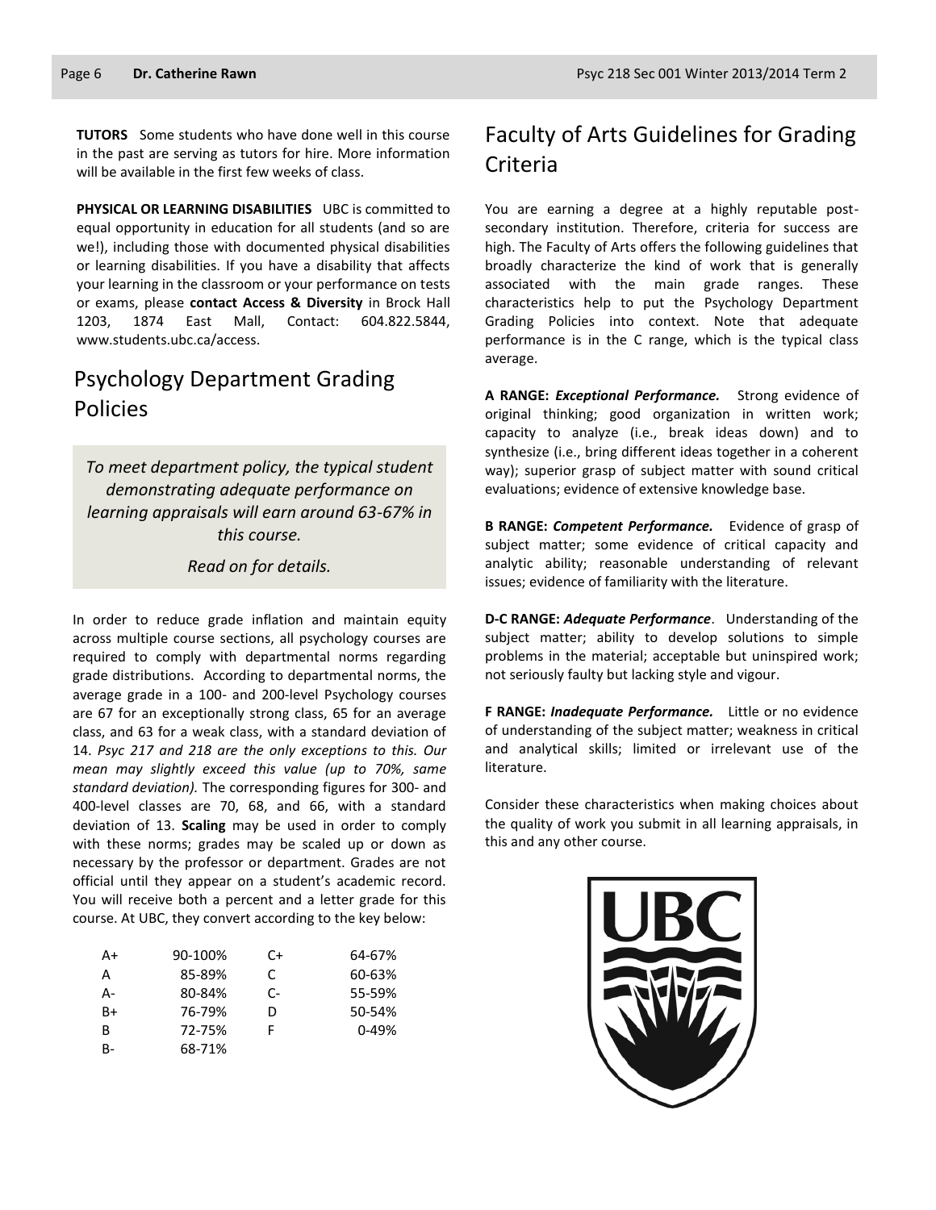**TUTORS** Some students who have done well in this course in the past are serving as tutors for hire. More information will be available in the first few weeks of class.

**PHYSICAL OR LEARNING DISABILITIES** UBC is committed to equal opportunity in education for all students (and so are we!), including those with documented physical disabilities or learning disabilities. If you have a disability that affects your learning in the classroom or your performance on tests or exams, please **contact Access & Diversity** in Brock Hall 1203, 1874 East Mall, Contact: 604.822.5844, www.students.ubc.ca/access.

## Psychology Department Grading Policies

*To meet department policy, the typical student demonstrating adequate performance on learning appraisals will earn around 63-67% in this course.*

*Read on for details.*

In order to reduce grade inflation and maintain equity across multiple course sections, all psychology courses are required to comply with departmental norms regarding grade distributions. According to departmental norms, the average grade in a 100- and 200-level Psychology courses are 67 for an exceptionally strong class, 65 for an average class, and 63 for a weak class, with a standard deviation of 14. *Psyc 217 and 218 are the only exceptions to this. Our mean may slightly exceed this value (up to 70%, same standard deviation).* The corresponding figures for 300- and 400-level classes are 70, 68, and 66, with a standard deviation of 13. **Scaling** may be used in order to comply with these norms; grades may be scaled up or down as necessary by the professor or department. Grades are not official until they appear on a student's academic record. You will receive both a percent and a letter grade for this course. At UBC, they convert according to the key below:

| | | | |
|---|---|---|---|
| A+ | 90-100% | C+ | 64-67% |
| A | 85-89% | C | 60-63% |
| A- | 80-84% | C- | 55-59% |
| B+ | 76-79% | D | 50-54% |
| B | 72-75% | F | 0-49% |
| B- | 68-71% | | |

## Faculty of Arts Guidelines for Grading Criteria

You are earning a degree at a highly reputable post-secondary institution. Therefore, criteria for success are high. The Faculty of Arts offers the following guidelines that broadly characterize the kind of work that is generally associated with the main grade ranges. These characteristics help to put the Psychology Department Grading Policies into context. Note that adequate performance is in the C range, which is the typical class average.

**A RANGE: *Exceptional Performance.*** Strong evidence of original thinking; good organization in written work; capacity to analyze (i.e., break ideas down) and to synthesize (i.e., bring different ideas together in a coherent way); superior grasp of subject matter with sound critical evaluations; evidence of extensive knowledge base.

**B RANGE: *Competent Performance.*** Evidence of grasp of subject matter; some evidence of critical capacity and analytic ability; reasonable understanding of relevant issues; evidence of familiarity with the literature.

**D-C RANGE: *Adequate Performance*.** Understanding of the subject matter; ability to develop solutions to simple problems in the material; acceptable but uninspired work; not seriously faulty but lacking style and vigour.

**F RANGE: *Inadequate Performance.*** Little or no evidence of understanding of the subject matter; weakness in critical and analytical skills; limited or irrelevant use of the literature.

Consider these characteristics when making choices about the quality of work you submit in all learning appraisals, in this and any other course.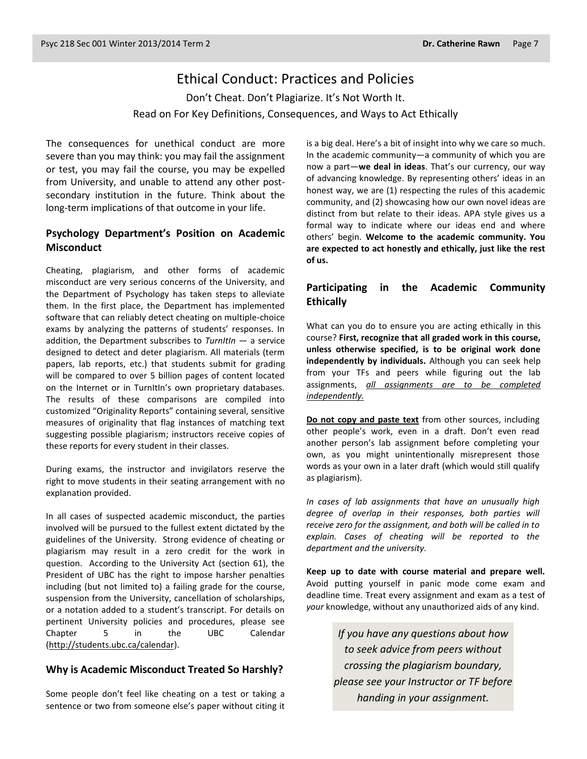# Ethical Conduct: Practices and Policies

Don't Cheat. Don't Plagiarize. It's Not Worth It.

Read on For Key Definitions, Consequences, and Ways to Act Ethically

The consequences for unethical conduct are more severe than you may think: you may fail the assignment or test, you may fail the course, you may be expelled from University, and unable to attend any other post-secondary institution in the future. Think about the long-term implications of that outcome in your life.

## Psychology Department's Position on Academic Misconduct

Cheating, plagiarism, and other forms of academic misconduct are very serious concerns of the University, and the Department of Psychology has taken steps to alleviate them. In the first place, the Department has implemented software that can reliably detect cheating on multiple-choice exams by analyzing the patterns of students' responses. In addition, the Department subscribes to *TurnItIn* — a service designed to detect and deter plagiarism. All materials (term papers, lab reports, etc.) that students submit for grading will be compared to over 5 billion pages of content located on the Internet or in TurnItIn's own proprietary databases. The results of these comparisons are compiled into customized "Originality Reports" containing several, sensitive measures of originality that flag instances of matching text suggesting possible plagiarism; instructors receive copies of these reports for every student in their classes.

During exams, the instructor and invigilators reserve the right to move students in their seating arrangement with no explanation provided.

In all cases of suspected academic misconduct, the parties involved will be pursued to the fullest extent dictated by the guidelines of the University. Strong evidence of cheating or plagiarism may result in a zero credit for the work in question. According to the University Act (section 61), the President of UBC has the right to impose harsher penalties including (but not limited to) a failing grade for the course, suspension from the University, cancellation of scholarships, or a notation added to a student's transcript. For details on pertinent University policies and procedures, please see Chapter 5 in the UBC Calendar (http://students.ubc.ca/calendar).

## Why is Academic Misconduct Treated So Harshly?

Some people don't feel like cheating on a test or taking a sentence or two from someone else's paper without citing it is a big deal. Here's a bit of insight into why we care so much. In the academic community—a community of which you are now a part—**we deal in ideas**. That's our currency, our way of advancing knowledge. By representing others' ideas in an honest way, we are (1) respecting the rules of this academic community, and (2) showcasing how our own novel ideas are distinct from but relate to their ideas. APA style gives us a formal way to indicate where our ideas end and where others' begin. **Welcome to the academic community. You are expected to act honestly and ethically, just like the rest of us.**

## Participating in the Academic Community Ethically

What can you do to ensure you are acting ethically in this course? **First, recognize that all graded work in this course, unless otherwise specified, is to be original work done independently by individuals.** Although you can seek help from your TFs and peers while figuring out the lab assignments, ***all assignments are to be completed independently.***

**Do not copy and paste text** from other sources, including other people's work, even in a draft. Don't even read another person's lab assignment before completing your own, as you might unintentionally misrepresent those words as your own in a later draft (which would still qualify as plagiarism).

*In cases of lab assignments that have an unusually high degree of overlap in their responses, both parties will receive zero for the assignment, and both will be called in to explain. Cases of cheating will be reported to the department and the university.*

**Keep up to date with course material and prepare well.** Avoid putting yourself in panic mode come exam and deadline time. Treat every assignment and exam as a test of *your* knowledge, without any unauthorized aids of any kind.

*If you have any questions about how to seek advice from peers without crossing the plagiarism boundary, please see your Instructor or TF before handing in your assignment.*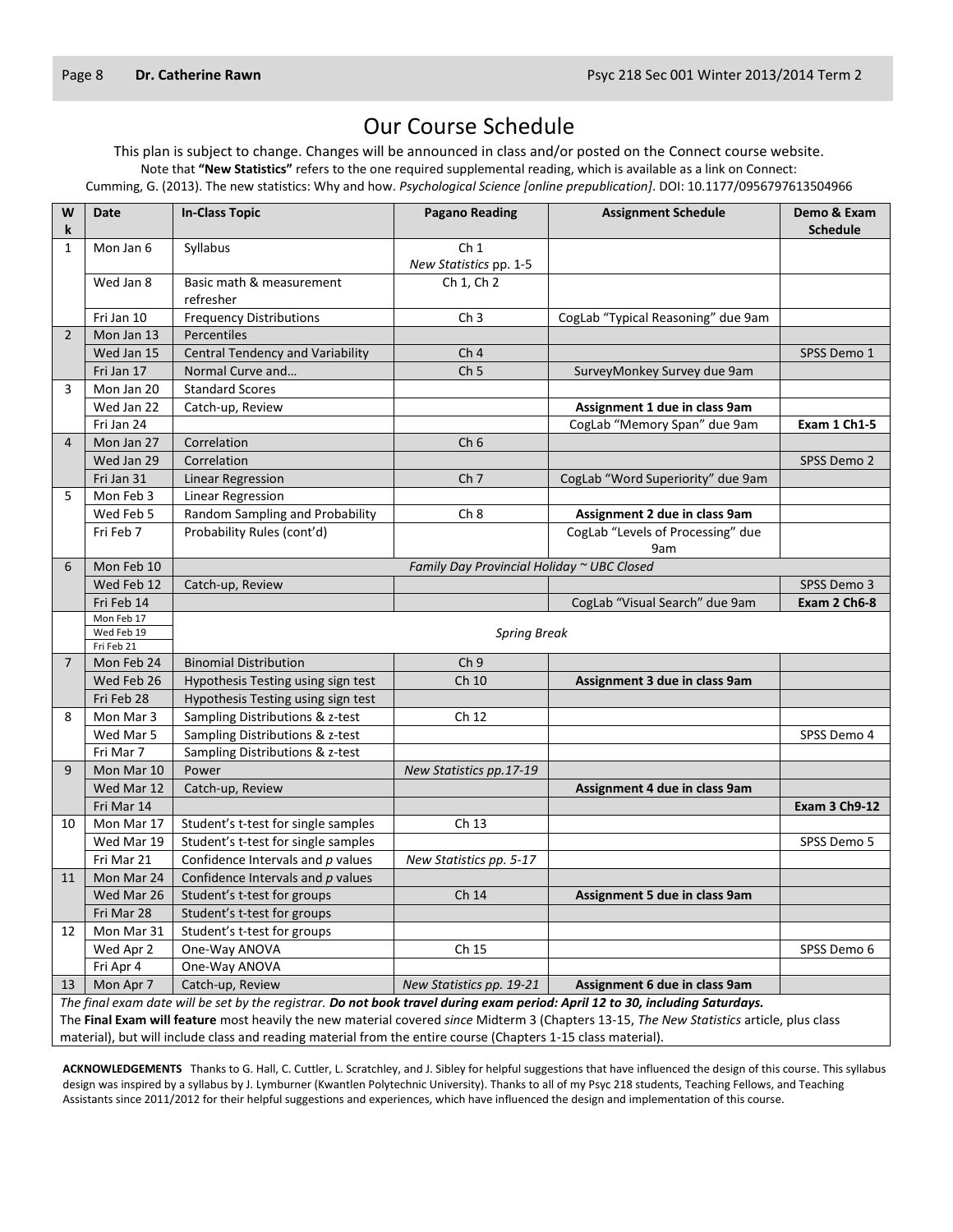# Our Course Schedule

This plan is subject to change. Changes will be announced in class and/or posted on the Connect course website.
Note that **"New Statistics"** refers to the one required supplemental reading, which is available as a link on Connect:
Cumming, G. (2013). The new statistics: Why and how. *Psychological Science [online prepublication]*. DOI: 10.1177/0956797613504966

| Wk | Date | In-Class Topic | Pagano Reading | Assignment Schedule | Demo & Exam Schedule |
|---|---|---|---|---|---|
| 1 | Mon Jan 6 | Syllabus | Ch 1 *New Statistics* pp. 1-5 | | |
| | Wed Jan 8 | Basic math & measurement refresher | Ch 1, Ch 2 | | |
| | Fri Jan 10 | Frequency Distributions | Ch 3 | CogLab "Typical Reasoning" due 9am | |
| 2 | Mon Jan 13 | Percentiles | | | |
| | Wed Jan 15 | Central Tendency and Variability | Ch 4 | | SPSS Demo 1 |
| | Fri Jan 17 | Normal Curve and… | Ch 5 | SurveyMonkey Survey due 9am | |
| 3 | Mon Jan 20 | Standard Scores | | | |
| | Wed Jan 22 | Catch-up, Review | | **Assignment 1 due in class 9am** | |
| | Fri Jan 24 | | | CogLab "Memory Span" due 9am | **Exam 1 Ch1-5** |
| 4 | Mon Jan 27 | Correlation | Ch 6 | | |
| | Wed Jan 29 | Correlation | | | SPSS Demo 2 |
| | Fri Jan 31 | Linear Regression | Ch 7 | CogLab "Word Superiority" due 9am | |
| 5 | Mon Feb 3 | Linear Regression | | | |
| | Wed Feb 5 | Random Sampling and Probability | Ch 8 | **Assignment 2 due in class 9am** | |
| | Fri Feb 7 | Probability Rules (cont'd) | | CogLab "Levels of Processing" due 9am | |
| 6 | Mon Feb 10 | *Family Day Provincial Holiday ~ UBC Closed* | | | |
| | Wed Feb 12 | Catch-up, Review | | | SPSS Demo 3 |
| | Fri Feb 14 | | | CogLab "Visual Search" due 9am | **Exam 2 Ch6-8** |
| | Mon Feb 17 Wed Feb 19 Fri Feb 21 | *Spring Break* | | | |
| 7 | Mon Feb 24 | Binomial Distribution | Ch 9 | | |
| | Wed Feb 26 | Hypothesis Testing using sign test | Ch 10 | **Assignment 3 due in class 9am** | |
| | Fri Feb 28 | Hypothesis Testing using sign test | | | |
| 8 | Mon Mar 3 | Sampling Distributions & z-test | Ch 12 | | |
| | Wed Mar 5 | Sampling Distributions & z-test | | | SPSS Demo 4 |
| | Fri Mar 7 | Sampling Distributions & z-test | | | |
| 9 | Mon Mar 10 | Power | *New Statistics pp.17-19* | | |
| | Wed Mar 12 | Catch-up, Review | | **Assignment 4 due in class 9am** | |
| | Fri Mar 14 | | | | **Exam 3 Ch9-12** |
| 10 | Mon Mar 17 | Student's t-test for single samples | Ch 13 | | |
| | Wed Mar 19 | Student's t-test for single samples | | | SPSS Demo 5 |
| | Fri Mar 21 | Confidence Intervals and *p* values | *New Statistics pp. 5-17* | | |
| 11 | Mon Mar 24 | Confidence Intervals and *p* values | | | |
| | Wed Mar 26 | Student's t-test for groups | Ch 14 | **Assignment 5 due in class 9am** | |
| | Fri Mar 28 | Student's t-test for groups | | | |
| 12 | Mon Mar 31 | Student's t-test for groups | | | |
| | Wed Apr 2 | One-Way ANOVA | Ch 15 | | SPSS Demo 6 |
| | Fri Apr 4 | One-Way ANOVA | | | |
| 13 | Mon Apr 7 | Catch-up, Review | *New Statistics pp. 19-21* | **Assignment 6 due in class 9am** | |

*The final exam date will be set by the registrar.* ***Do not book travel during exam period: April 12 to 30, including Saturdays.***
The **Final Exam will feature** most heavily the new material covered *since* Midterm 3 (Chapters 13-15, *The New Statistics* article, plus class material), but will include class and reading material from the entire course (Chapters 1-15 class material).

**ACKNOWLEDGEMENTS** Thanks to G. Hall, C. Cuttler, L. Scratchley, and J. Sibley for helpful suggestions that have influenced the design of this course. This syllabus design was inspired by a syllabus by J. Lymburner (Kwantlen Polytechnic University). Thanks to all of my Psyc 218 students, Teaching Fellows, and Teaching Assistants since 2011/2012 for their helpful suggestions and experiences, which have influenced the design and implementation of this course.